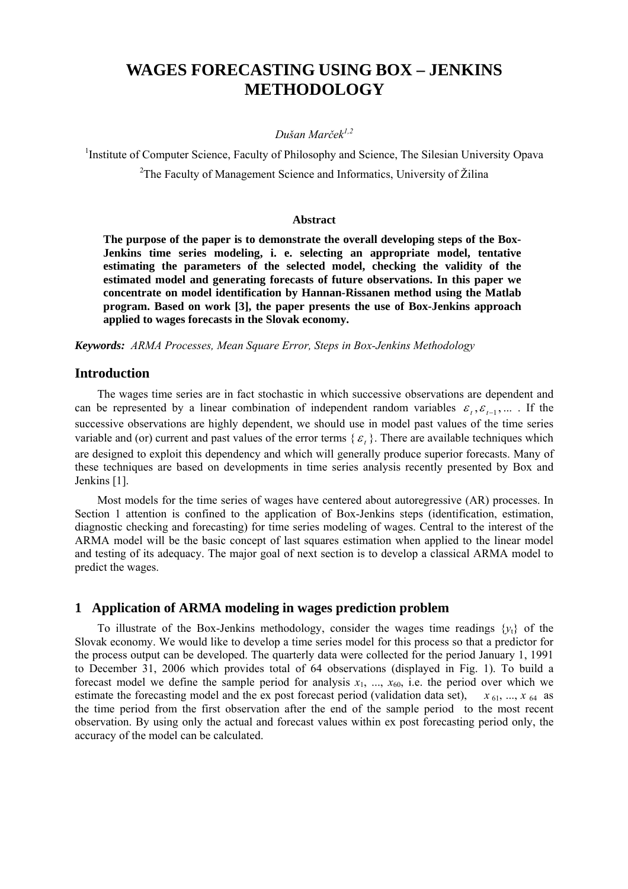# WAGES FORECASTING USING BOX – JENKINS METHODOLOGY

*Dušan Marček*[1,2]

[1]Institute of Computer Science, Faculty of Philosophy and Science, The Silesian University Opava

[2]The Faculty of Management Science and Informatics, University of Žilina

### Abstract

**The purpose of the paper is to demonstrate the overall developing steps of the Box-Jenkins time series modeling, i. e. selecting an appropriate model, tentative estimating the parameters of the selected model, checking the validity of the estimated model and generating forecasts of future observations. In this paper we concentrate on model identification by Hannan-Rissanen method using the Matlab program. Based on work [3], the paper presents the use of Box-Jenkins approach applied to wages forecasts in the Slovak economy.**

***Keywords:*** *ARMA Processes, Mean Square Error, Steps in Box-Jenkins Methodology*

## Introduction

The wages time series are in fact stochastic in which successive observations are dependent and can be represented by a linear combination of independent random variables $\varepsilon_t, \varepsilon_{t-1}, \ldots$ . If the successive observations are highly dependent, we should use in model past values of the time series variable and (or) current and past values of the error terms $\{\varepsilon_t\}$. There are available techniques which are designed to exploit this dependency and which will generally produce superior forecasts. Many of these techniques are based on developments in time series analysis recently presented by Box and Jenkins [1].

Most models for the time series of wages have centered about autoregressive (AR) processes. In Section 1 attention is confined to the application of Box-Jenkins steps (identification, estimation, diagnostic checking and forecasting) for time series modeling of wages. Central to the interest of the ARMA model will be the basic concept of last squares estimation when applied to the linear model and testing of its adequacy. The major goal of next section is to develop a classical ARMA model to predict the wages.

## 1 Application of ARMA modeling in wages prediction problem

To illustrate of the Box-Jenkins methodology, consider the wages time readings $\{y_t\}$ of the Slovak economy. We would like to develop a time series model for this process so that a predictor for the process output can be developed. The quarterly data were collected for the period January 1, 1991 to December 31, 2006 which provides total of 64 observations (displayed in Fig. 1). To build a forecast model we define the sample period for analysis $x_1, \ldots, x_{60}$, i.e. the period over which we estimate the forecasting model and the ex post forecast period (validation data set), $x_{61}, \ldots, x_{64}$ as the time period from the first observation after the end of the sample period to the most recent observation. By using only the actual and forecast values within ex post forecasting period only, the accuracy of the model can be calculated.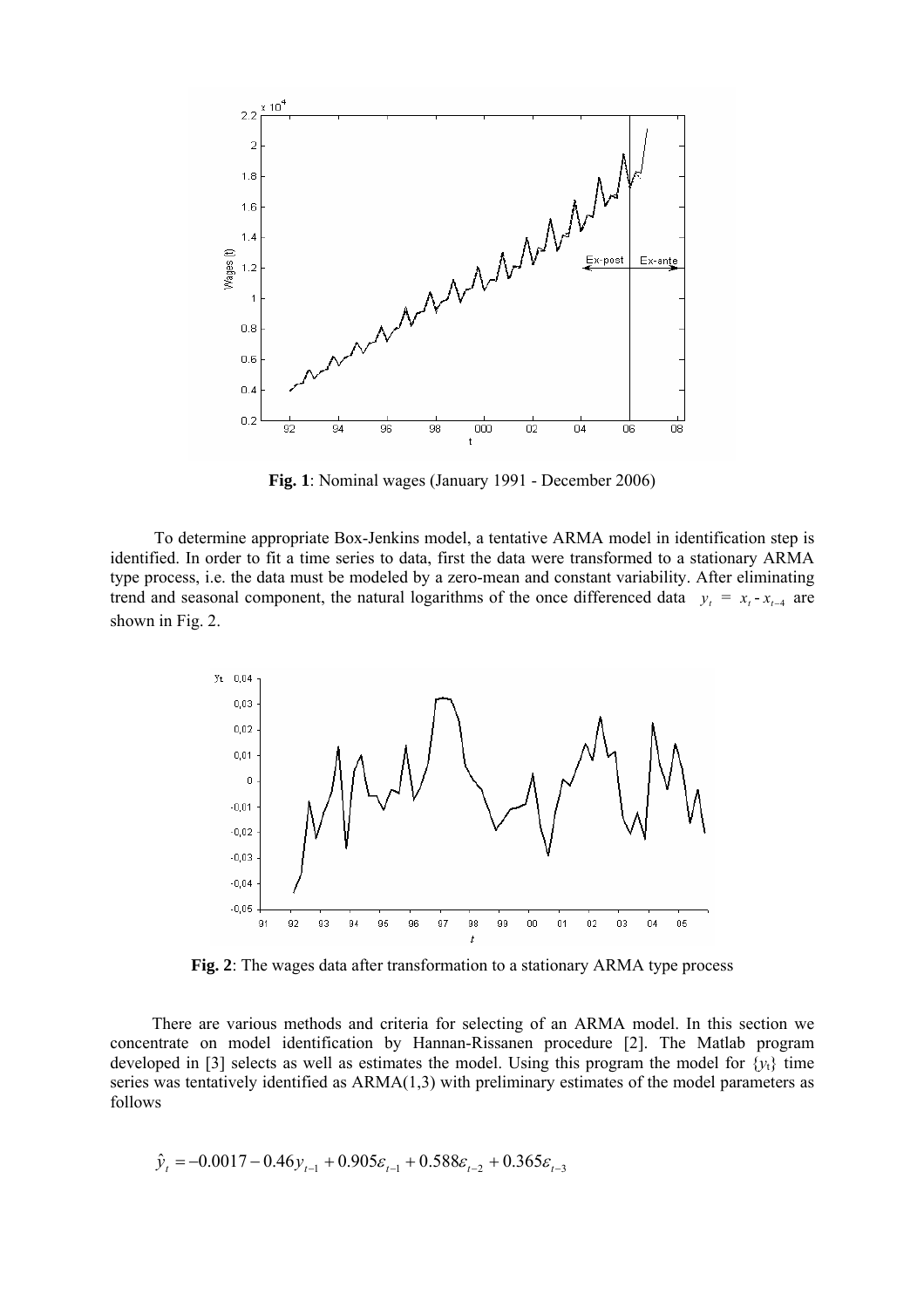**Fig. 1**: Nominal wages (January 1991 - December 2006)

To determine appropriate Box-Jenkins model, a tentative ARMA model in identification step is identified. In order to fit a time series to data, first the data were transformed to a stationary ARMA type process, i.e. the data must be modeled by a zero-mean and constant variability. After eliminating trend and seasonal component, the natural logarithms of the once differenced data $y_t = x_t - x_{t-4}$ are shown in Fig. 2.

**Fig. 2**: The wages data after transformation to a stationary ARMA type process

There are various methods and criteria for selecting of an ARMA model. In this section we concentrate on model identification by Hannan-Rissanen procedure [2]. The Matlab program developed in [3] selects as well as estimates the model. Using this program the model for $\{y_t\}$ time series was tentatively identified as ARMA(1,3) with preliminary estimates of the model parameters as follows

$$\hat{y}_t = -0.0017 - 0.46 y_{t-1} + 0.905 \varepsilon_{t-1} + 0.588 \varepsilon_{t-2} + 0.365 \varepsilon_{t-3}$$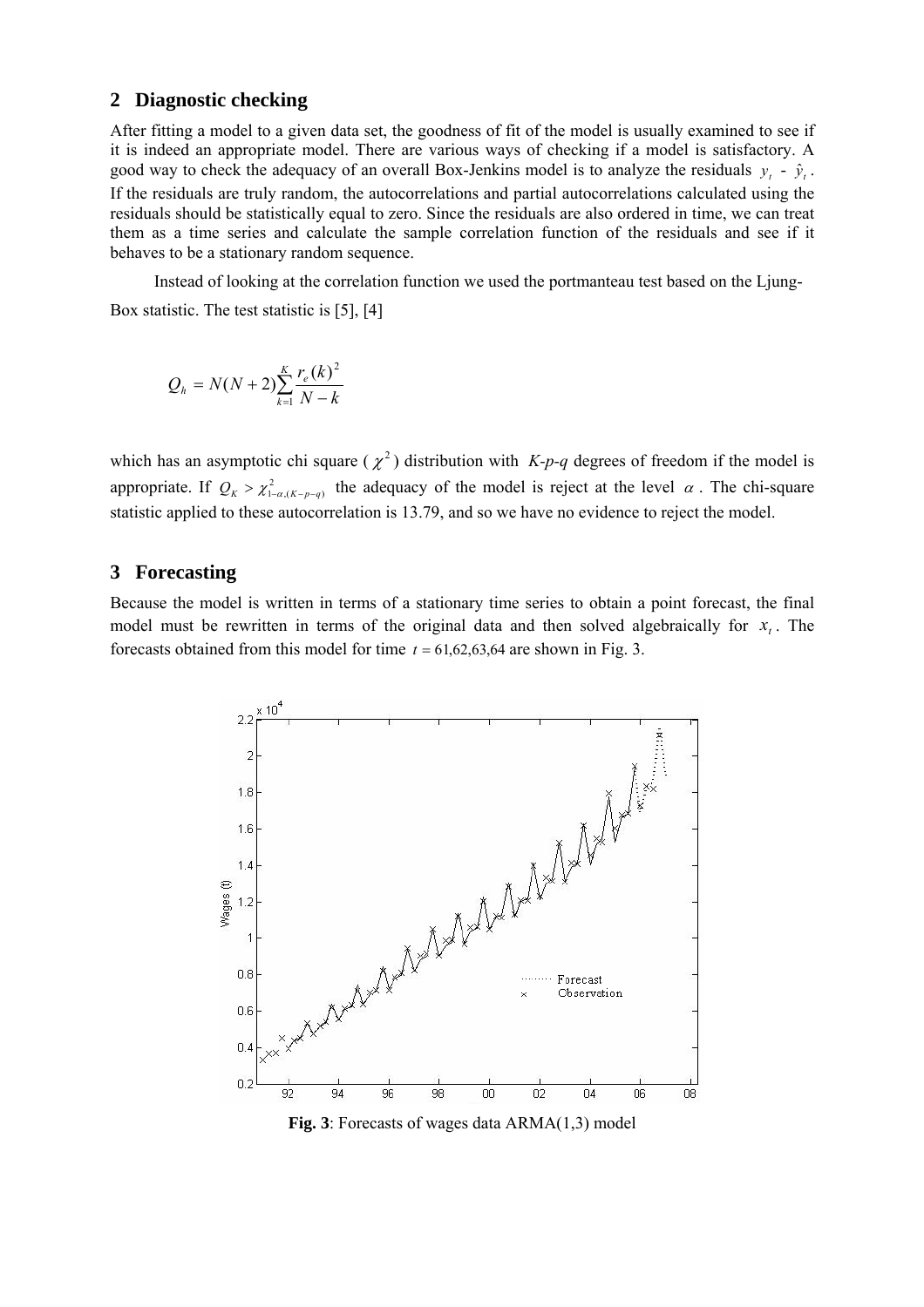## 2 Diagnostic checking

After fitting a model to a given data set, the goodness of fit of the model is usually examined to see if it is indeed an appropriate model. There are various ways of checking if a model is satisfactory. A good way to check the adequacy of an overall Box-Jenkins model is to analyze the residuals $y_t$ - $\hat{y}_t$. If the residuals are truly random, the autocorrelations and partial autocorrelations calculated using the residuals should be statistically equal to zero. Since the residuals are also ordered in time, we can treat them as a time series and calculate the sample correlation function of the residuals and see if it behaves to be a stationary random sequence.

Instead of looking at the correlation function we used the portmanteau test based on the Ljung-Box statistic. The test statistic is [5], [4]

$$Q_h = N(N+2)\sum_{k=1}^{K}\frac{r_e(k)^2}{N-k}$$

which has an asymptotic chi square ($\chi^2$) distribution with *K-p-q* degrees of freedom if the model is appropriate. If $Q_K > \chi^2_{1-\alpha,(K-p-q)}$ the adequacy of the model is reject at the level $\alpha$. The chi-square statistic applied to these autocorrelation is 13.79, and so we have no evidence to reject the model.

## 3 Forecasting

Because the model is written in terms of a stationary time series to obtain a point forecast, the final model must be rewritten in terms of the original data and then solved algebraically for $x_t$. The forecasts obtained from this model for time $t = 61,62,63,64$ are shown in Fig. 3.

**Fig. 3**: Forecasts of wages data ARMA(1,3) model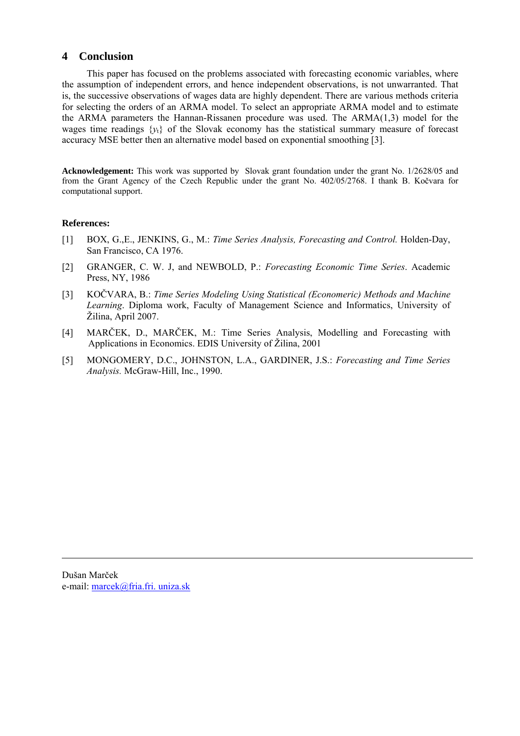## 4 Conclusion

This paper has focused on the problems associated with forecasting economic variables, where the assumption of independent errors, and hence independent observations, is not unwarranted. That is, the successive observations of wages data are highly dependent. There are various methods criteria for selecting the orders of an ARMA model. To select an appropriate ARMA model and to estimate the ARMA parameters the Hannan-Rissanen procedure was used. The ARMA(1,3) model for the wages time readings $\{y_t\}$ of the Slovak economy has the statistical summary measure of forecast accuracy MSE better then an alternative model based on exponential smoothing [3].

**Acknowledgement:** This work was supported by Slovak grant foundation under the grant No. 1/2628/05 and from the Grant Agency of the Czech Republic under the grant No. 402/05/2768. I thank B. Kočvara for computational support.

**References:**

[1] BOX, G.,E., JENKINS, G., M.: *Time Series Analysis, Forecasting and Control.* Holden-Day, San Francisco, CA 1976.

[2] GRANGER, C. W. J, and NEWBOLD, P.: *Forecasting Economic Time Series*. Academic Press, NY, 1986

[3] KOČVARA, B.: *Time Series Modeling Using Statistical (Economeric) Methods and Machine Learning*. Diploma work, Faculty of Management Science and Informatics, University of Žilina, April 2007.

[4] MARČEK, D., MARČEK, M.: Time Series Analysis, Modelling and Forecasting with Applications in Economics. EDIS University of Žilina, 2001

[5] MONGOMERY, D.C., JOHNSTON, L.A., GARDINER, J.S.: *Forecasting and Time Series Analysis.* McGraw-Hill, Inc., 1990.

---

Dušan Marček
e-mail: marcek@fria.fri. uniza.sk